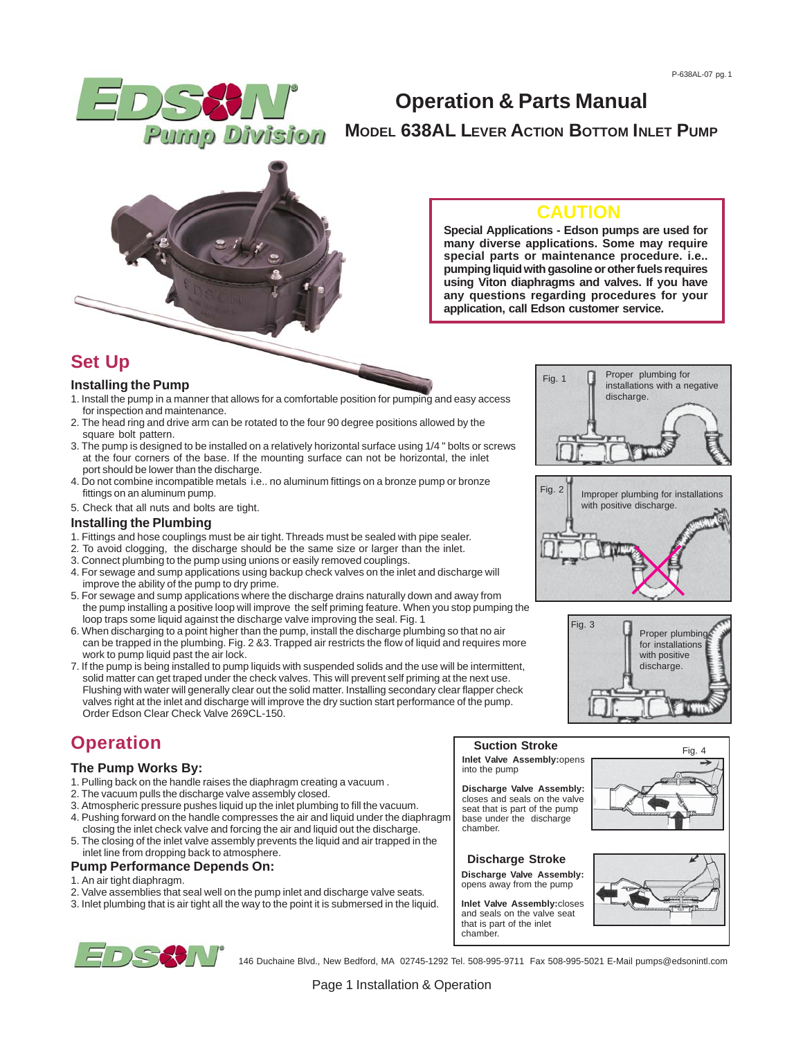# Operation & Parts Manual

## Model 638AL Lever Action Bottom Inlet Pump

**CAUTION**

**Special Applications - Edson pumps are used for many diverse applications. Some may require special parts or maintenance procedure. i.e.. pumping liquid with gasoline or other fuels requires using Viton diaphragms and valves. If you have any questions regarding procedures for your application, call Edson customer service.**

## Set Up

### Installing the Pump

1. Install the pump in a manner that allows for a comfortable position for pumping and easy access for inspection and maintenance.
2. The head ring and drive arm can be rotated to the four 90 degree positions allowed by the square bolt pattern.
3. The pump is designed to be installed on a relatively horizontal surface using 1/4 " bolts or screws at the four corners of the base. If the mounting surface can not be horizontal, the inlet port should be lower than the discharge.
4. Do not combine incompatible metals i.e.. no aluminum fittings on a bronze pump or bronze fittings on an aluminum pump.
5. Check that all nuts and bolts are tight.

### Installing the Plumbing

1. Fittings and hose couplings must be air tight. Threads must be sealed with pipe sealer.
2. To avoid clogging, the discharge should be the same size or larger than the inlet.
3. Connect plumbing to the pump using unions or easily removed couplings.
4. For sewage and sump applications using backup check valves on the inlet and discharge will improve the ability of the pump to dry prime.
5. For sewage and sump applications where the discharge drains naturally down and away from the pump installing a positive loop will improve the self priming feature. When you stop pumping the loop traps some liquid against the discharge valve improving the seal. Fig. 1
6. When discharging to a point higher than the pump, install the discharge plumbing so that no air can be trapped in the plumbing. Fig. 2 &3. Trapped air restricts the flow of liquid and requires more work to pump liquid past the air lock.
7. If the pump is being installed to pump liquids with suspended solids and the use will be intermittent, solid matter can get traped under the check valves. This will prevent self priming at the next use. Flushing with water will generally clear out the solid matter. Installing secondary clear flapper check valves right at the inlet and discharge will improve the dry suction start performance of the pump. Order Edson Clear Check Valve 269CL-150.

Fig. 1 Proper plumbing for installations with a negative discharge.

Fig. 2 Improper plumbing for installations with positive discharge.

Fig. 3 Proper plumbing for installations with positive discharge.

## Operation

### The Pump Works By:

1. Pulling back on the handle raises the diaphragm creating a vacuum .
2. The vacuum pulls the discharge valve assembly closed.
3. Atmospheric pressure pushes liquid up the inlet plumbing to fill the vacuum.
4. Pushing forward on the handle compresses the air and liquid under the diaphragm closing the inlet check valve and forcing the air and liquid out the discharge.
5. The closing of the inlet valve assembly prevents the liquid and air trapped in the inlet line from dropping back to atmosphere.

### Pump Performance Depends On:

1. An air tight diaphragm.
2. Valve assemblies that seal well on the pump inlet and discharge valve seats.
3. Inlet plumbing that is air tight all the way to the point it is submersed in the liquid.

Fig. 4

**Suction Stroke**

**Inlet Valve Assembly:** opens into the pump

**Discharge Valve Assembly:** closes and seals on the valve seat that is part of the pump base under the discharge chamber.

**Discharge Stroke**

**Discharge Valve Assembly:** opens away from the pump

**Inlet Valve Assembly:** closes and seals on the valve seat that is part of the inlet chamber.

146 Duchaine Blvd., New Bedford, MA 02745-1292 Tel. 508-995-9711 Fax 508-995-5021 E-Mail pumps@edsonintl.com

Page 1 Installation & Operation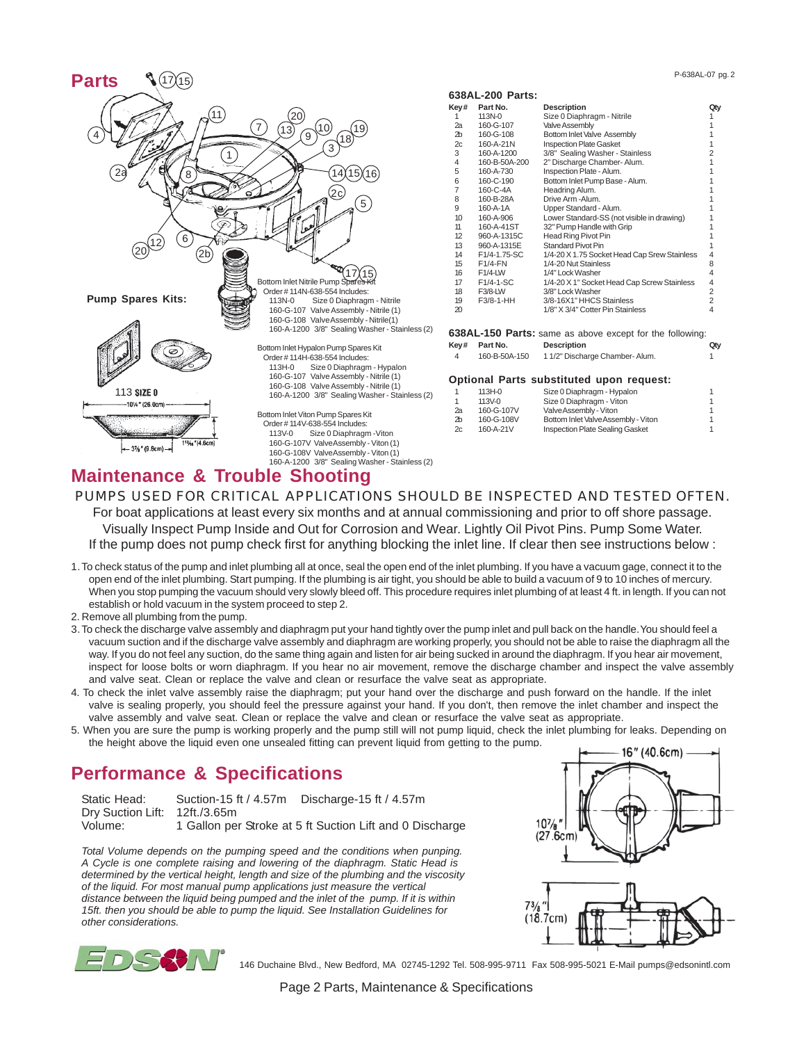## Parts

### 638AL-200 Parts:

| Key# | Part No. | Description | Qty |
|---|---|---|---|
| 1 | 113N-0 | Size 0 Diaphragm - Nitrile | 1 |
| 2a | 160-G-107 | Valve Assembly | 1 |
| 2b | 160-G-108 | Bottom Inlet Valve Assembly | 1 |
| 2c | 160-A-21N | Inspection Plate Gasket | 1 |
| 3 | 160-A-1200 | 3/8" Sealing Washer - Stainless | 2 |
| 4 | 160-B-50A-200 | 2" Discharge Chamber- Alum. | 1 |
| 5 | 160-A-730 | Inspection Plate - Alum. | 1 |
| 6 | 160-C-190 | Bottom Inlet Pump Base - Alum. | 1 |
| 7 | 160-C-4A | Headring Alum. | 1 |
| 8 | 160-B-28A | Drive Arm -Alum. | 1 |
| 9 | 160-A-1A | Upper Standard - Alum. | 1 |
| 10 | 160-A-906 | Lower Standard-SS (not visible in drawing) | 1 |
| 11 | 160-A-41ST | 32" Pump Handle with Grip | 1 |
| 12 | 960-A-1315C | Head Ring Pivot Pin | 1 |
| 13 | 960-A-1315E | Standard Pivot Pin | 1 |
| 14 | F1/4-1.75-SC | 1/4-20 X 1.75 Socket Head Cap Srew Stainless | 4 |
| 15 | F1/4-FN | 1/4-20 Nut Stainless | 8 |
| 16 | F1/4-LW | 1/4" Lock Washer | 4 |
| 17 | F1/4-1-SC | 1/4-20 X 1" Socket Head Cap Screw Stainless | 4 |
| 18 | F3/8-LW | 3/8" Lock Washer | 2 |
| 19 | F3/8-1-HH | 3/8-16X1" HHCS Stainless | 2 |
| 20 | | 1/8" X 3/4" Cotter Pin Stainless | 4 |

**638AL-150 Parts:** same as above except for the following:

| Key# | Part No. | Description | Qty |
|---|---|---|---|
| 4 | 160-B-50A-150 | 1 1/2" Discharge Chamber- Alum. | 1 |

**Optional Parts substituted upon request:**

| Key# | Part No. | Description | Qty |
|---|---|---|---|
| 1 | 113H-0 | Size 0 Diaphragm - Hypalon | 1 |
| 1 | 113V-0 | Size 0 Diaphragm - Viton | 1 |
| 2a | 160-G-107V | Valve Assembly - Viton | 1 |
| 2b | 160-G-108V | Bottom Inlet Valve Assembly - Viton | 1 |
| 2c | 160-A-21V | Inspection Plate Sealing Gasket | 1 |

### Pump Spares Kits:

Bottom Inlet Nitrile Pump Spares Kit
Order # 114N-638-554 Includes:
- 113N-0 Size 0 Diaphragm - Nitrile
- 160-G-107 Valve Assembly - Nitrile (1)
- 160-G-108 Valve Assembly - Nitrile(1)
- 160-A-1200 3/8" Sealing Washer - Stainless (2)

Bottom Inlet Hypalon Pump Spares Kit
Order # 114H-638-554 Includes:
- 113H-0 Size 0 Diaphragm - Hypalon
- 160-G-107 Valve Assembly - Nitrile (1)
- 160-G-108 Valve Assembly - Nitrile (1)
- 160-A-1200 3/8" Sealing Washer - Stainless (2)

Bottom Inlet Viton Pump Spares Kit
Order # 114V-638-554 Includes:
- 113V-0 Size 0 Diaphragm -Viton
- 160-G-107V Valve Assembly - Viton (1)
- 160-G-108V Valve Assembly - Viton (1)
- 160-A-1200 3/8" Sealing Washer - Stainless (2)

113 SIZE 0
10¼" (26.0cm)
3⅞" (9.8cm)
1¹³⁄₁₆" (4.6cm)

## Maintenance & Trouble Shooting

PUMPS USED FOR CRITICAL APPLICATIONS SHOULD BE INSPECTED AND TESTED OFTEN.
For boat applications at least every six months and at annual commissioning and prior to off shore passage.
Visually Inspect Pump Inside and Out for Corrosion and Wear. Lightly Oil Pivot Pins. Pump Some Water.
If the pump does not pump check first for anything blocking the inlet line. If clear then see instructions below :

1. To check status of the pump and inlet plumbing all at once, seal the open end of the inlet plumbing. If you have a vacuum gage, connect it to the open end of the inlet plumbing. Start pumping. If the plumbing is air tight, you should be able to build a vacuum of 9 to 10 inches of mercury. When you stop pumping the vacuum should very slowly bleed off. This procedure requires inlet plumbing of at least 4 ft. in length. If you can not establish or hold vacuum in the system proceed to step 2.
2. Remove all plumbing from the pump.
3. To check the discharge valve assembly and diaphragm put your hand tightly over the pump inlet and pull back on the handle. You should feel a vacuum suction and if the discharge valve assembly and diaphragm are working properly, you should not be able to raise the diaphragm all the way. If you do not feel any suction, do the same thing again and listen for air being sucked in around the diaphragm. If you hear air movement, inspect for loose bolts or worn diaphragm. If you hear no air movement, remove the discharge chamber and inspect the valve assembly and valve seat. Clean or replace the valve and clean or resurface the valve seat as appropriate.
4. To check the inlet valve assembly raise the diaphragm; put your hand over the discharge and push forward on the handle. If the inlet valve is sealing properly, you should feel the pressure against your hand. If you don't, then remove the inlet chamber and inspect the valve assembly and valve seat. Clean or replace the valve and clean or resurface the valve seat as appropriate.
5. When you are sure the pump is working properly and the pump still will not pump liquid, check the inlet plumbing for leaks. Depending on the height above the liquid even one unsealed fitting can prevent liquid from getting to the pump.

## Performance & Specifications

| | |
|---|---|
| Static Head: | Suction-15 ft / 4.57m Discharge-15 ft / 4.57m |
| Dry Suction Lift: | 12ft./3.65m |
| Volume: | 1 Gallon per Stroke at 5 ft Suction Lift and 0 Discharge |

*Total Volume depends on the pumping speed and the conditions when punping. A Cycle is one complete raising and lowering of the diaphragm. Static Head is determined by the vertical height, length and size of the plumbing and the viscosity of the liquid. For most manual pump applications just measure the vertical distance between the liquid being pumped and the inlet of the pump. If it is within 15ft. then you should be able to pump the liquid. See Installation Guidelines for other considerations.*

16" (40.6cm)
10⅞" (27.6cm)
7⅜" (18.7cm)

EDSON
146 Duchaine Blvd., New Bedford, MA 02745-1292 Tel. 508-995-9711 Fax 508-995-5021 E-Mail pumps@edsonintl.com

Page 2 Parts, Maintenance & Specifications